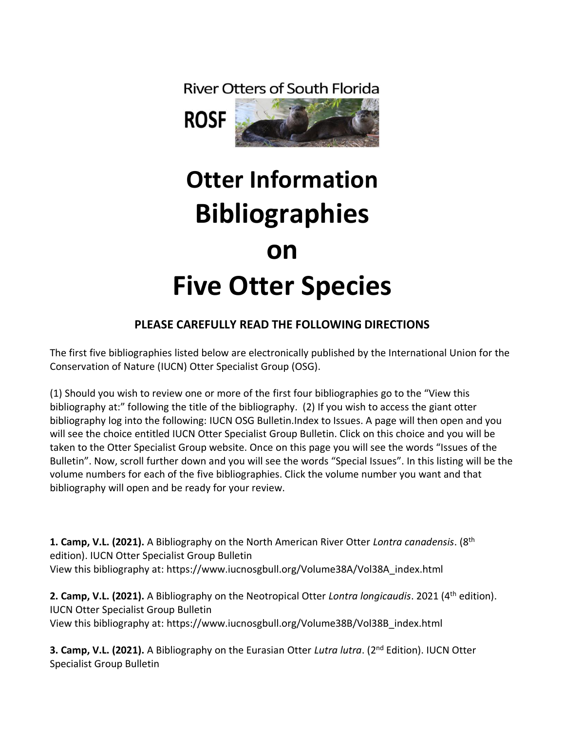River Otters of South Florida

ROSF

# Otter Information Bibliographies on Five Otter Species

**PLEASE CAREFULLY READ THE FOLLOWING DIRECTIONS**

The first five bibliographies listed below are electronically published by the International Union for the Conservation of Nature (IUCN) Otter Specialist Group (OSG).

(1) Should you wish to review one or more of the first four bibliographies go to the "View this bibliography at:" following the title of the bibliography. (2) If you wish to access the giant otter bibliography log into the following: IUCN OSG Bulletin.Index to Issues. A page will then open and you will see the choice entitled IUCN Otter Specialist Group Bulletin. Click on this choice and you will be taken to the Otter Specialist Group website. Once on this page you will see the words "Issues of the Bulletin". Now, scroll further down and you will see the words "Special Issues". In this listing will be the volume numbers for each of the five bibliographies. Click the volume number you want and that bibliography will open and be ready for your review.

**1. Camp, V.L. (2021).** A Bibliography on the North American River Otter *Lontra canadensis*. (8th edition). IUCN Otter Specialist Group Bulletin
View this bibliography at: https://www.iucnosgbull.org/Volume38A/Vol38A_index.html

**2. Camp, V.L. (2021).** A Bibliography on the Neotropical Otter *Lontra longicaudis*. 2021 (4th edition). IUCN Otter Specialist Group Bulletin
View this bibliography at: https://www.iucnosgbull.org/Volume38B/Vol38B_index.html

**3. Camp, V.L. (2021).** A Bibliography on the Eurasian Otter *Lutra lutra*. (2nd Edition). IUCN Otter Specialist Group Bulletin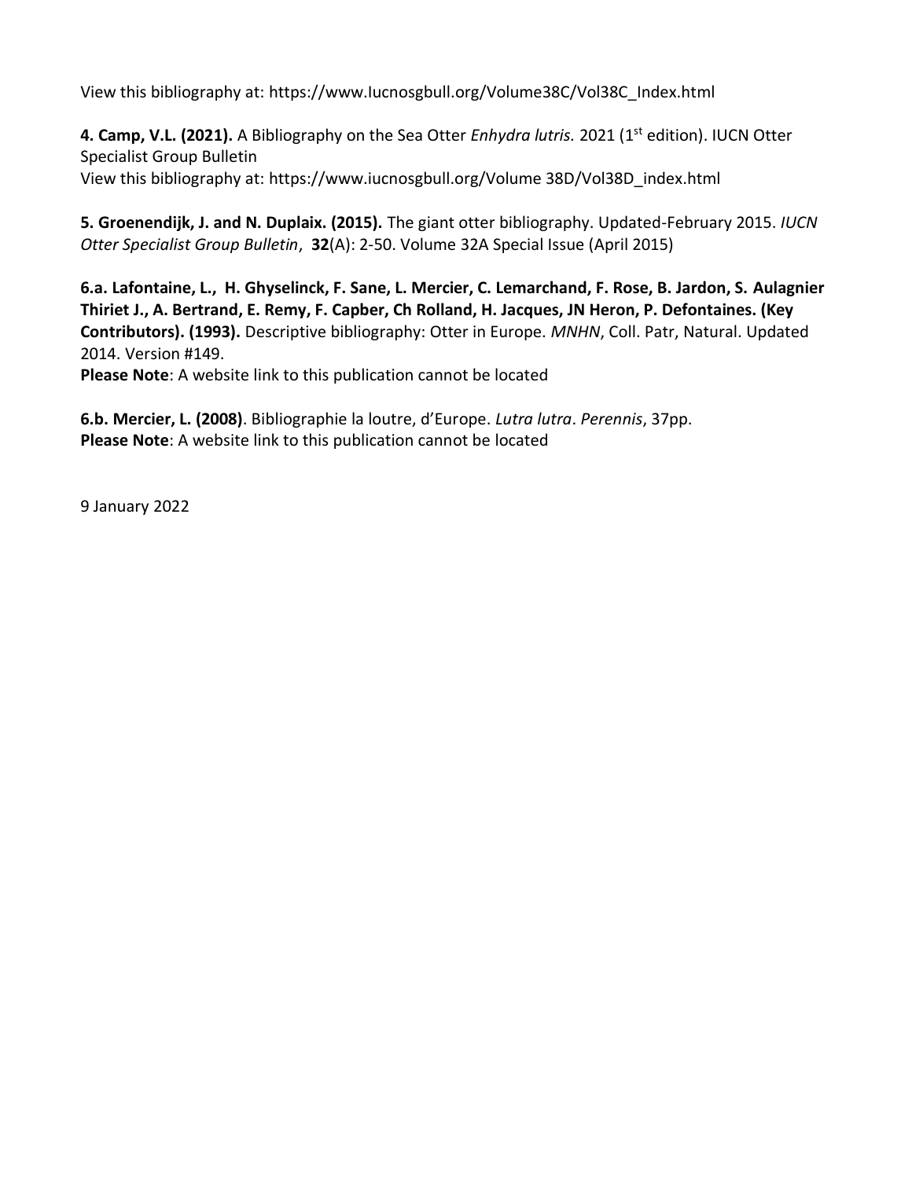View this bibliography at: https://www.Iucnosgbull.org/Volume38C/Vol38C_Index.html

**4. Camp, V.L. (2021).** A Bibliography on the Sea Otter *Enhydra lutris.* 2021 (1st edition). IUCN Otter Specialist Group Bulletin
View this bibliography at: https://www.iucnosgbull.org/Volume 38D/Vol38D_index.html

**5. Groenendijk, J. and N. Duplaix. (2015).** The giant otter bibliography. Updated-February 2015. *IUCN Otter Specialist Group Bulletin*, **32**(A): 2-50. Volume 32A Special Issue (April 2015)

**6.a. Lafontaine, L., H. Ghyselinck, F. Sane, L. Mercier, C. Lemarchand, F. Rose, B. Jardon, S. Aulagnier Thiriet J., A. Bertrand, E. Remy, F. Capber, Ch Rolland, H. Jacques, JN Heron, P. Defontaines. (Key Contributors). (1993).** Descriptive bibliography: Otter in Europe. *MNHN*, Coll. Patr, Natural. Updated 2014. Version #149.
**Please Note**: A website link to this publication cannot be located

**6.b. Mercier, L. (2008)**. Bibliographie la loutre, d'Europe. *Lutra lutra*. *Perennis*, 37pp.
**Please Note**: A website link to this publication cannot be located

9 January 2022